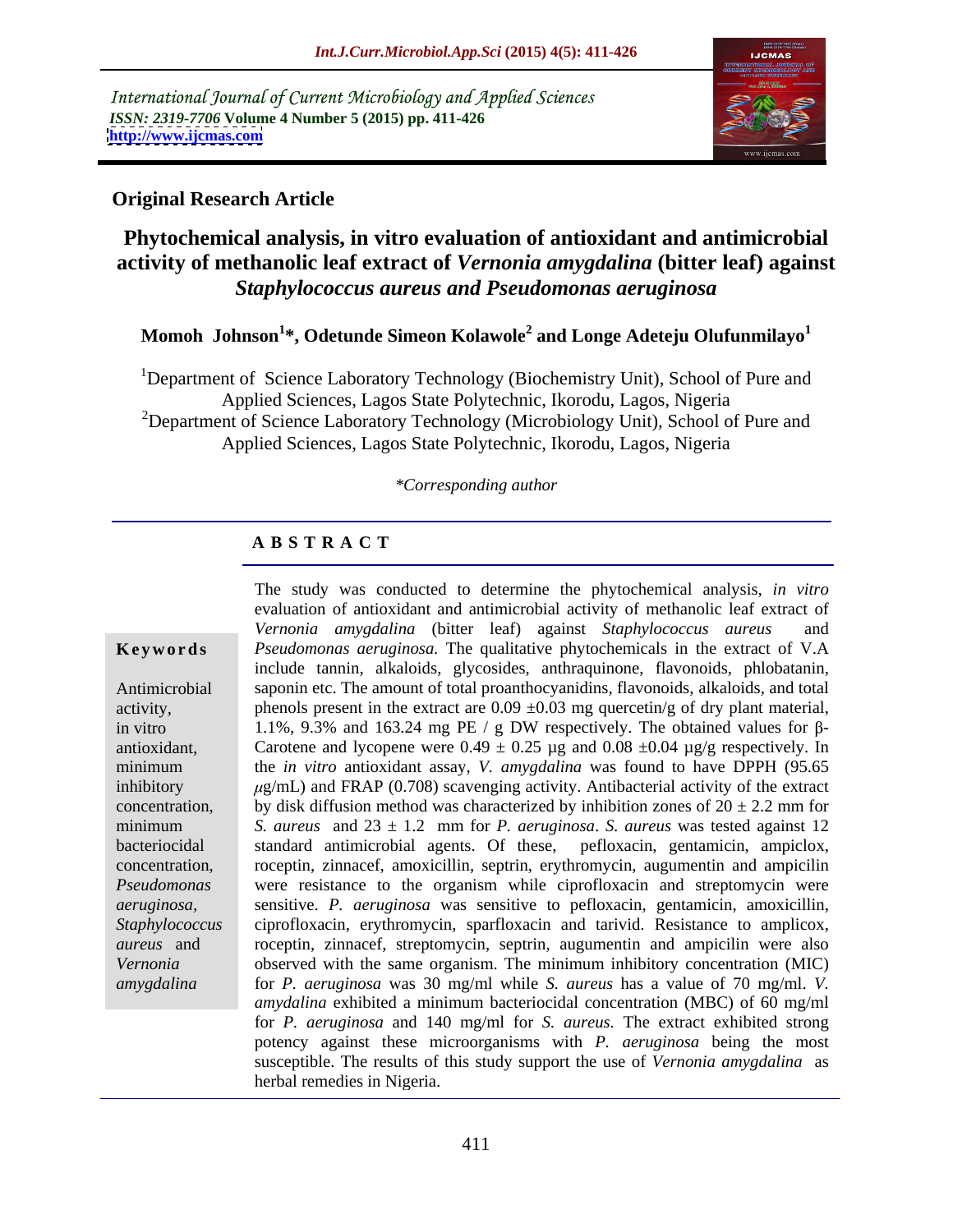International Journal of Current Microbiology and Applied Sciences
*ISSN: 2319-7706* **Volume 4 Number 5 (2015) pp. 411-426**
**http://www.ijcmas.com**

**Original Research Article**

# Phytochemical analysis, in vitro evaluation of antioxidant and antimicrobial activity of methanolic leaf extract of *Vernonia amygdalina* (bitter leaf) against *Staphylococcus aureus and Pseudomonas aeruginosa*

**Momoh Johnson[1]\*, Odetunde Simeon Kolawole[2] and Longe Adeteju Olufunmilayo[1]**

[1]Department of Science Laboratory Technology (Biochemistry Unit), School of Pure and Applied Sciences, Lagos State Polytechnic, Ikorodu, Lagos, Nigeria
[2]Department of Science Laboratory Technology (Microbiology Unit), School of Pure and Applied Sciences, Lagos State Polytechnic, Ikorodu, Lagos, Nigeria

*\*Corresponding author*

## A B S T R A C T

**Keywords**

Antimicrobial activity, in vitro antioxidant, minimum inhibitory concentration, minimum bacteriocidal concentration, *Pseudomonas aeruginosa*, *Staphylococcus aureus* and *Vernonia amygdalina*

The study was conducted to determine the phytochemical analysis, *in vitro* evaluation of antioxidant and antimicrobial activity of methanolic leaf extract of *Vernonia amygdalina* (bitter leaf) against *Staphylococcus aureus* and *Pseudomonas aeruginosa*. The qualitative phytochemicals in the extract of V.A include tannin, alkaloids, glycosides, anthraquinone, flavonoids, phlobatanin, saponin etc. The amount of total proanthocyanidins, flavonoids, alkaloids, and total phenols present in the extract are 0.09 ±0.03 mg quercetin/g of dry plant material, 1.1%, 9.3% and 163.24 mg PE / g DW respectively. The obtained values for β-Carotene and lycopene were 0.49 ± 0.25 µg and 0.08 ±0.04 µg/g respectively. In the *in vitro* antioxidant assay, *V. amygdalina* was found to have DPPH (95.65 $\mu$g/mL) and FRAP (0.708) scavenging activity. Antibacterial activity of the extract by disk diffusion method was characterized by inhibition zones of 20 ± 2.2 mm for *S. aureus* and 23 ± 1.2 mm for *P. aeruginosa*. *S. aureus* was tested against 12 standard antimicrobial agents. Of these, pefloxacin, gentamicin, ampiclox, roceptin, zinnacef, amoxicillin, septrin, erythromycin, augumentin and ampicilin were resistance to the organism while ciprofloxacin and streptomycin were sensitive. *P. aeruginosa* was sensitive to pefloxacin, gentamicin, amoxicillin, ciprofloxacin, erythromycin, sparfloxacin and tarivid. Resistance to amplicox, roceptin, zinnacef, streptomycin, septrin, augumentin and ampicilin were also observed with the same organism. The minimum inhibitory concentration (MIC) for *P. aeruginosa* was 30 mg/ml while *S. aureus* has a value of 70 mg/ml. *V. amydalina* exhibited a minimum bacteriocidal concentration (MBC) of 60 mg/ml for *P. aeruginosa* and 140 mg/ml for *S. aureus*. The extract exhibited strong potency against these microorganisms with *P. aeruginosa* being the most susceptible. The results of this study support the use of *Vernonia amygdalina* as herbal remedies in Nigeria.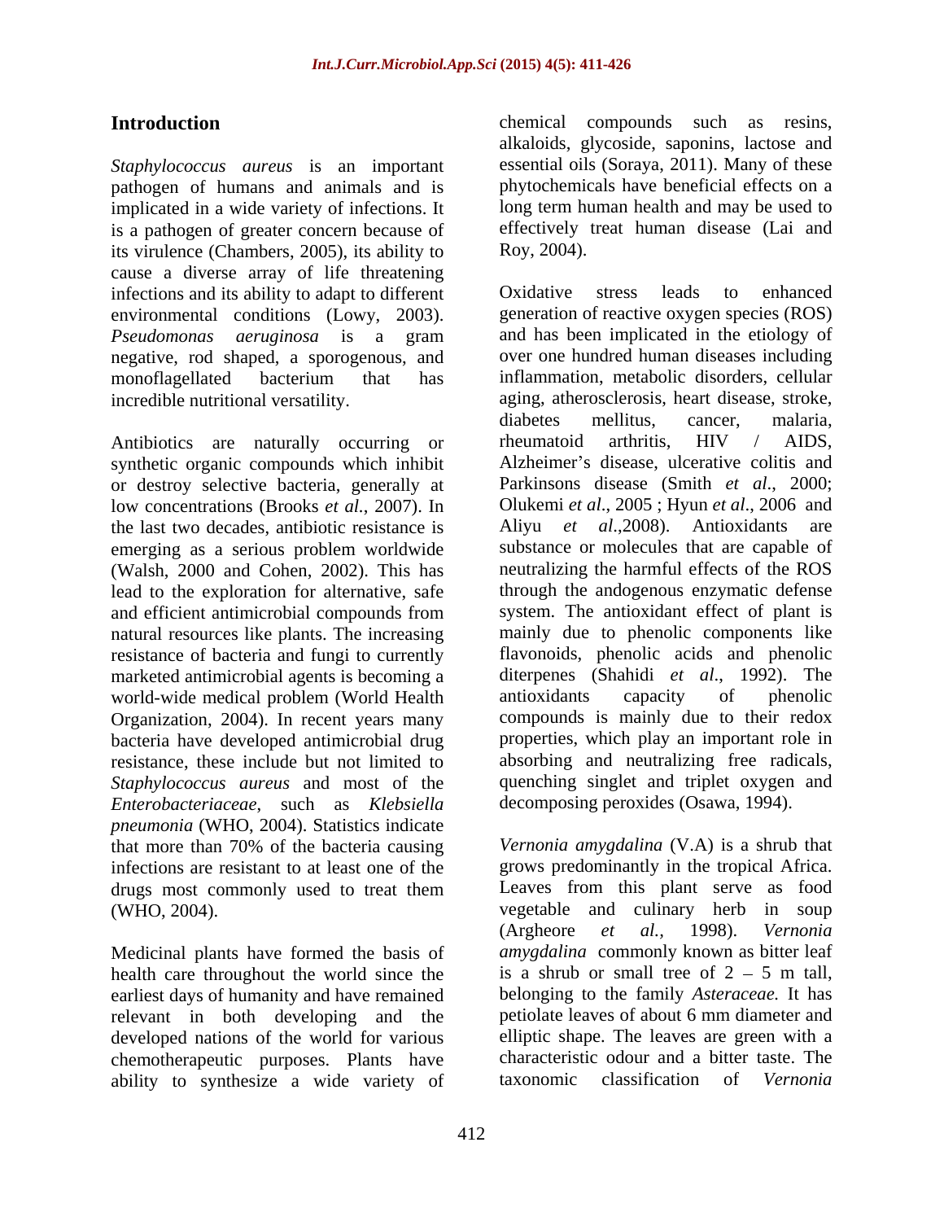## Introduction

*Staphylococcus aureus* is an important pathogen of humans and animals and is implicated in a wide variety of infections. It is a pathogen of greater concern because of its virulence (Chambers, 2005), its ability to cause a diverse array of life threatening infections and its ability to adapt to different environmental conditions (Lowy, 2003). *Pseudomonas aeruginosa* is a gram negative, rod shaped, a sporogenous, and monoflagellated bacterium that has incredible nutritional versatility.

Antibiotics are naturally occurring or synthetic organic compounds which inhibit or destroy selective bacteria, generally at low concentrations (Brooks *et al.*, 2007). In the last two decades, antibiotic resistance is emerging as a serious problem worldwide (Walsh, 2000 and Cohen, 2002). This has lead to the exploration for alternative, safe and efficient antimicrobial compounds from natural resources like plants. The increasing resistance of bacteria and fungi to currently marketed antimicrobial agents is becoming a world-wide medical problem (World Health Organization, 2004). In recent years many bacteria have developed antimicrobial drug resistance, these include but not limited to *Staphylococcus aureus* and most of the *Enterobacteriaceae*, such as *Klebsiella pneumonia* (WHO, 2004). Statistics indicate that more than 70% of the bacteria causing infections are resistant to at least one of the drugs most commonly used to treat them (WHO, 2004).

Medicinal plants have formed the basis of health care throughout the world since the earliest days of humanity and have remained relevant in both developing and the developed nations of the world for various chemotherapeutic purposes. Plants have ability to synthesize a wide variety of chemical compounds such as resins, alkaloids, glycoside, saponins, lactose and essential oils (Soraya, 2011). Many of these phytochemicals have beneficial effects on a long term human health and may be used to effectively treat human disease (Lai and Roy, 2004).

Oxidative stress leads to enhanced generation of reactive oxygen species (ROS) and has been implicated in the etiology of over one hundred human diseases including inflammation, metabolic disorders, cellular aging, atherosclerosis, heart disease, stroke, diabetes mellitus, cancer, malaria, rheumatoid arthritis, HIV / AIDS, Alzheimer's disease, ulcerative colitis and Parkinsons disease (Smith *et al.*, 2000; Olukemi *et al.*, 2005 ; Hyun *et al.*, 2006 and Aliyu *et al.*,2008). Antioxidants are substance or molecules that are capable of neutralizing the harmful effects of the ROS through the andogenous enzymatic defense system. The antioxidant effect of plant is mainly due to phenolic components like flavonoids, phenolic acids and phenolic diterpenes (Shahidi *et al.*, 1992). The antioxidants capacity of phenolic compounds is mainly due to their redox properties, which play an important role in absorbing and neutralizing free radicals, quenching singlet and triplet oxygen and decomposing peroxides (Osawa, 1994).

*Vernonia amygdalina* (V.A) is a shrub that grows predominantly in the tropical Africa. Leaves from this plant serve as food vegetable and culinary herb in soup (Argheore *et al.,* 1998). *Vernonia amygdalina* commonly known as bitter leaf is a shrub or small tree of 2 – 5 m tall, belonging to the family *Asteraceae.* It has petiolate leaves of about 6 mm diameter and elliptic shape. The leaves are green with a characteristic odour and a bitter taste. The taxonomic classification of *Vernonia*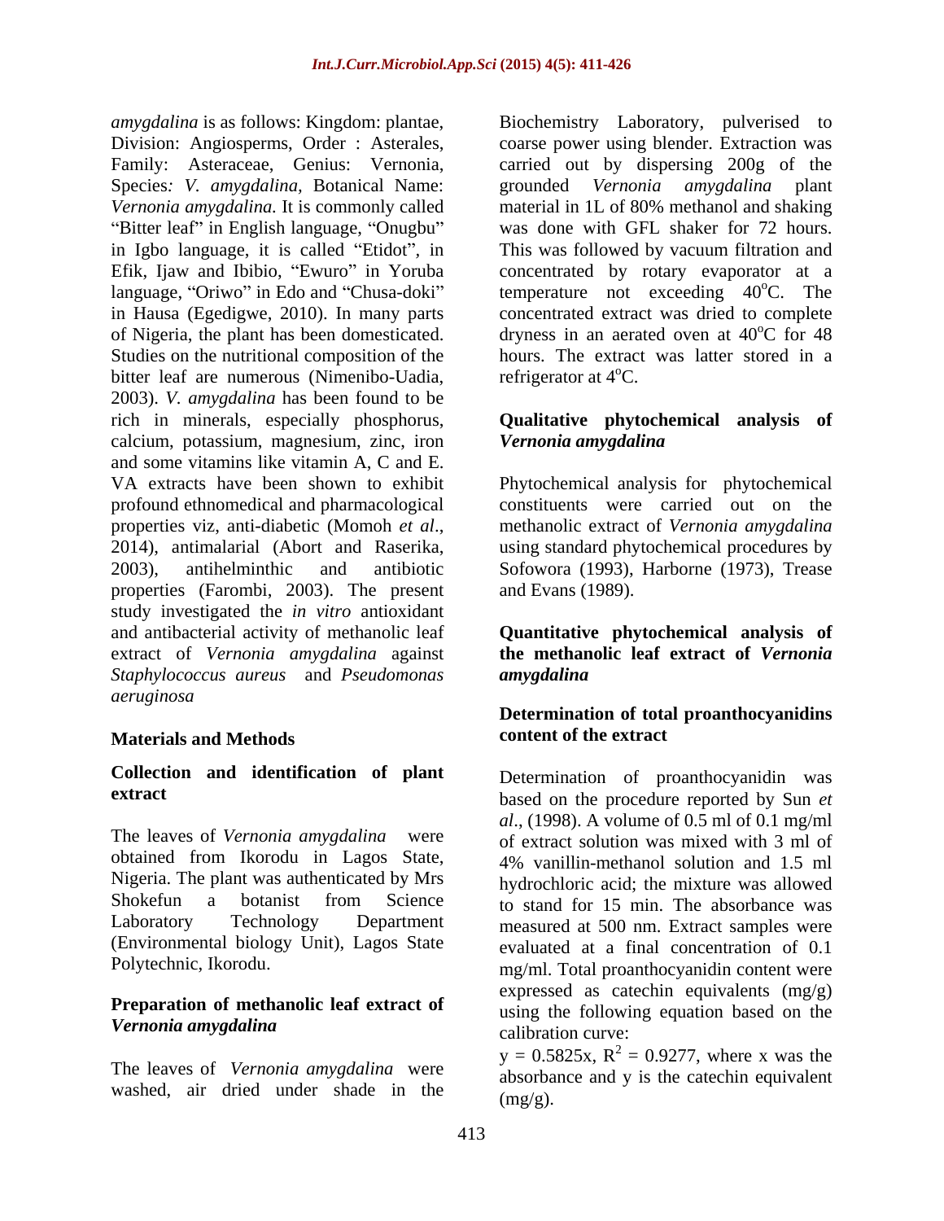*amygdalina* is as follows: Kingdom: plantae, Division: Angiosperms, Order : Asterales, Family: Asteraceae, Genius: Vernonia, Species*: V. amygdalina*, Botanical Name: *Vernonia amygdalina.* It is commonly called "Bitter leaf" in English language, "Onugbu" in Igbo language, it is called "Etidot", in Efik, Ijaw and Ibibio, "Ewuro" in Yoruba language, "Oriwo" in Edo and "Chusa-doki" in Hausa (Egedigwe, 2010). In many parts of Nigeria, the plant has been domesticated. Studies on the nutritional composition of the bitter leaf are numerous (Nimenibo-Uadia, 2003). *V. amygdalina* has been found to be rich in minerals, especially phosphorus, calcium, potassium, magnesium, zinc, iron and some vitamins like vitamin A, C and E. VA extracts have been shown to exhibit profound ethnomedical and pharmacological properties viz, anti-diabetic (Momoh *et al*., 2014), antimalarial (Abort and Raserika, 2003), antihelminthic and antibiotic properties (Farombi, 2003). The present study investigated the *in vitro* antioxidant and antibacterial activity of methanolic leaf extract of *Vernonia amygdalina* against *Staphylococcus aureus* and *Pseudomonas aeruginosa*

## Materials and Methods

### Collection and identification of plant extract

The leaves of *Vernonia amygdalina* were obtained from Ikorodu in Lagos State, Nigeria. The plant was authenticated by Mrs Shokefun a botanist from Science Laboratory Technology Department (Environmental biology Unit), Lagos State Polytechnic, Ikorodu.

### Preparation of methanolic leaf extract of *Vernonia amygdalina*

The leaves of *Vernonia amygdalina* were washed, air dried under shade in the Biochemistry Laboratory, pulverised to coarse power using blender. Extraction was carried out by dispersing 200g of the grounded *Vernonia amygdalina* plant material in 1L of 80% methanol and shaking was done with GFL shaker for 72 hours. This was followed by vacuum filtration and concentrated by rotary evaporator at a temperature not exceeding 40$^o$C. The concentrated extract was dried to complete dryness in an aerated oven at 40$^o$C for 48 hours. The extract was latter stored in a refrigerator at 4$^o$C.

### Qualitative phytochemical analysis of *Vernonia amygdalina*

Phytochemical analysis for phytochemical constituents were carried out on the methanolic extract of *Vernonia amygdalina* using standard phytochemical procedures by Sofowora (1993), Harborne (1973), Trease and Evans (1989).

### Quantitative phytochemical analysis of the methanolic leaf extract of *Vernonia amygdalina*

#### Determination of total proanthocyanidins content of the extract

Determination of proanthocyanidin was based on the procedure reported by Sun *et al*., (1998). A volume of 0.5 ml of 0.1 mg/ml of extract solution was mixed with 3 ml of 4% vanillin-methanol solution and 1.5 ml hydrochloric acid; the mixture was allowed to stand for 15 min. The absorbance was measured at 500 nm. Extract samples were evaluated at a final concentration of 0.1 mg/ml. Total proanthocyanidin content were expressed as catechin equivalents (mg/g) using the following equation based on the calibration curve:

$y = 0.5825x$, $R^2 = 0.9277$, where x was the absorbance and y is the catechin equivalent (mg/g).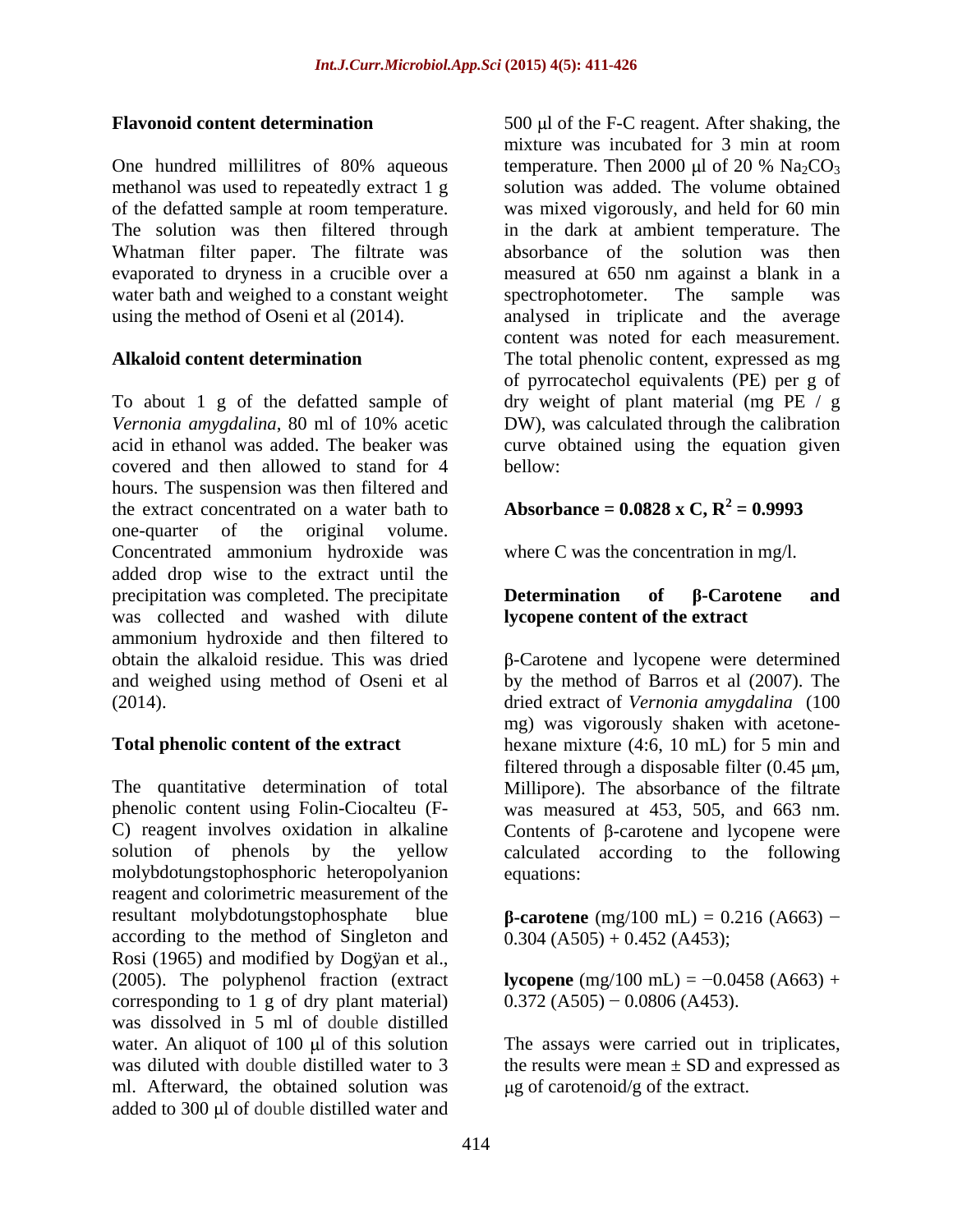### Flavonoid content determination

One hundred millilitres of 80% aqueous methanol was used to repeatedly extract 1 g of the defatted sample at room temperature. The solution was then filtered through Whatman filter paper. The filtrate was evaporated to dryness in a crucible over a water bath and weighed to a constant weight using the method of Oseni et al (2014).

### Alkaloid content determination

To about 1 g of the defatted sample of *Vernonia amygdalina*, 80 ml of 10% acetic acid in ethanol was added. The beaker was covered and then allowed to stand for 4 hours. The suspension was then filtered and the extract concentrated on a water bath to one-quarter of the original volume. Concentrated ammonium hydroxide was added drop wise to the extract until the precipitation was completed. The precipitate was collected and washed with dilute ammonium hydroxide and then filtered to obtain the alkaloid residue. This was dried and weighed using method of Oseni et al (2014).

### Total phenolic content of the extract

The quantitative determination of total phenolic content using Folin-Ciocalteu (F-C) reagent involves oxidation in alkaline solution of phenols by the yellow molybdotungstophosphoric heteropolyanion reagent and colorimetric measurement of the resultant molybdotungstophosphate blue according to the method of Singleton and Rosi (1965) and modified by Dogÿan et al., (2005). The polyphenol fraction (extract corresponding to 1 g of dry plant material) was dissolved in 5 ml of double distilled water. An aliquot of 100 μl of this solution was diluted with double distilled water to 3 ml. Afterward, the obtained solution was added to 300 μl of double distilled water and 500 μl of the F-C reagent. After shaking, the mixture was incubated for 3 min at room temperature. Then 2000 μl of 20 % $Na_2CO_3$ solution was added. The volume obtained was mixed vigorously, and held for 60 min in the dark at ambient temperature. The absorbance of the solution was then measured at 650 nm against a blank in a spectrophotometer. The sample was analysed in triplicate and the average content was noted for each measurement. The total phenolic content, expressed as mg of pyrrocatechol equivalents (PE) per g of dry weight of plant material (mg PE / g DW), was calculated through the calibration curve obtained using the equation given bellow:

$$\textbf{Absorbance} = \mathbf{0.0828 \times C}, \; \mathbf{R^2 = 0.9993}$$

where C was the concentration in mg/l.

### Determination of β-Carotene and lycopene content of the extract

β-Carotene and lycopene were determined by the method of Barros et al (2007). The dried extract of *Vernonia amygdalina* (100 mg) was vigorously shaken with acetone-hexane mixture (4:6, 10 mL) for 5 min and filtered through a disposable filter (0.45 μm, Millipore). The absorbance of the filtrate was measured at 453, 505, and 663 nm. Contents of β-carotene and lycopene were calculated according to the following equations:

**β-carotene** (mg/100 mL) = 0.216 (A663) − 0.304 (A505) + 0.452 (A453);

**lycopene** (mg/100 mL) = −0.0458 (A663) + 0.372 (A505) − 0.0806 (A453).

The assays were carried out in triplicates, the results were mean ± SD and expressed as μg of carotenoid/g of the extract.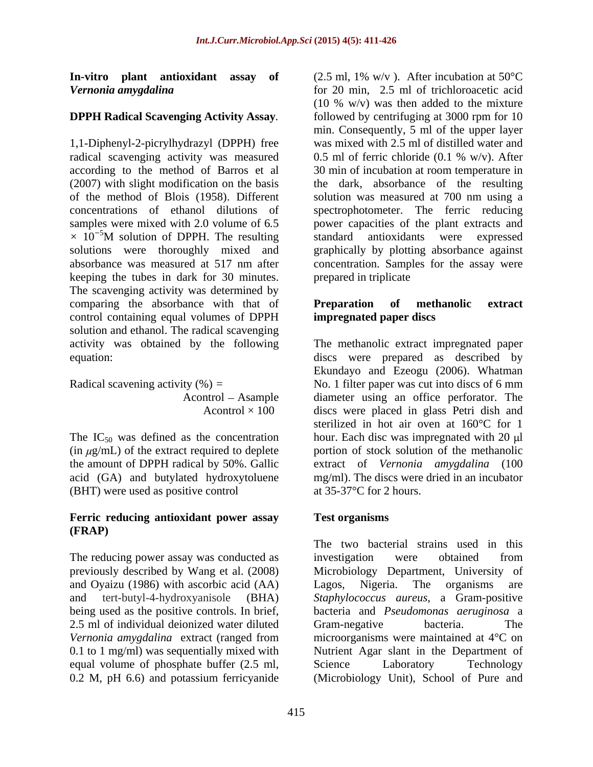**In-vitro plant antioxidant assay of *Vernonia amygdalina***

**DPPH Radical Scavenging Activity Assay**.

1,1-Diphenyl-2-picrylhydrazyl (DPPH) free radical scavenging activity was measured according to the method of Barros et al (2007) with slight modification on the basis of the method of Blois (1958). Different concentrations of ethanol dilutions of samples were mixed with 2.0 volume of 6.5 $\times 10^{-5}$M solution of DPPH. The resulting solutions were thoroughly mixed and absorbance was measured at 517 nm after keeping the tubes in dark for 30 minutes. The scavenging activity was determined by comparing the absorbance with that of control containing equal volumes of DPPH solution and ethanol. The radical scavenging activity was obtained by the following equation:

$$\text{Radical scavening activity (\%)} = \frac{A_{control} - A_{sample}}{A_{control}} \times 100$$

The $IC_{50}$ was defined as the concentration (in $\mu$g/mL) of the extract required to deplete the amount of DPPH radical by 50%. Gallic acid (GA) and butylated hydroxytoluene (BHT) were used as positive control

**Ferric reducing antioxidant power assay (FRAP)**

The reducing power assay was conducted as previously described by Wang et al. (2008) and Oyaizu (1986) with ascorbic acid (AA) and tert-butyl-4-hydroxyanisole (BHA) being used as the positive controls. In brief, 2.5 ml of individual deionized water diluted *Vernonia amygdalina* extract (ranged from 0.1 to 1 mg/ml) was sequentially mixed with equal volume of phosphate buffer (2.5 ml, 0.2 M, pH 6.6) and potassium ferricyanide (2.5 ml, 1% w/v ). After incubation at 50°C for 20 min, 2.5 ml of trichloroacetic acid (10 % w/v) was then added to the mixture followed by centrifuging at 3000 rpm for 10 min. Consequently, 5 ml of the upper layer was mixed with 2.5 ml of distilled water and 0.5 ml of ferric chloride (0.1 % w/v). After 30 min of incubation at room temperature in the dark, absorbance of the resulting solution was measured at 700 nm using a spectrophotometer. The ferric reducing power capacities of the plant extracts and standard antioxidants were expressed graphically by plotting absorbance against concentration. Samples for the assay were prepared in triplicate

**Preparation of methanolic extract impregnated paper discs**

The methanolic extract impregnated paper discs were prepared as described by Ekundayo and Ezeogu (2006). Whatman No. 1 filter paper was cut into discs of 6 mm diameter using an office perforator. The discs were placed in glass Petri dish and sterilized in hot air oven at 160°C for 1 hour. Each disc was impregnated with 20 µl portion of stock solution of the methanolic extract of *Vernonia amygdalina* (100 mg/ml). The discs were dried in an incubator at 35-37°C for 2 hours.

**Test organisms**

The two bacterial strains used in this investigation were obtained from Microbiology Department, University of Lagos, Nigeria. The organisms are *Staphylococcus aureus*, a Gram-positive bacteria and *Pseudomonas aeruginosa* a Gram-negative bacteria. The microorganisms were maintained at 4°C on Nutrient Agar slant in the Department of Science Laboratory Technology (Microbiology Unit), School of Pure and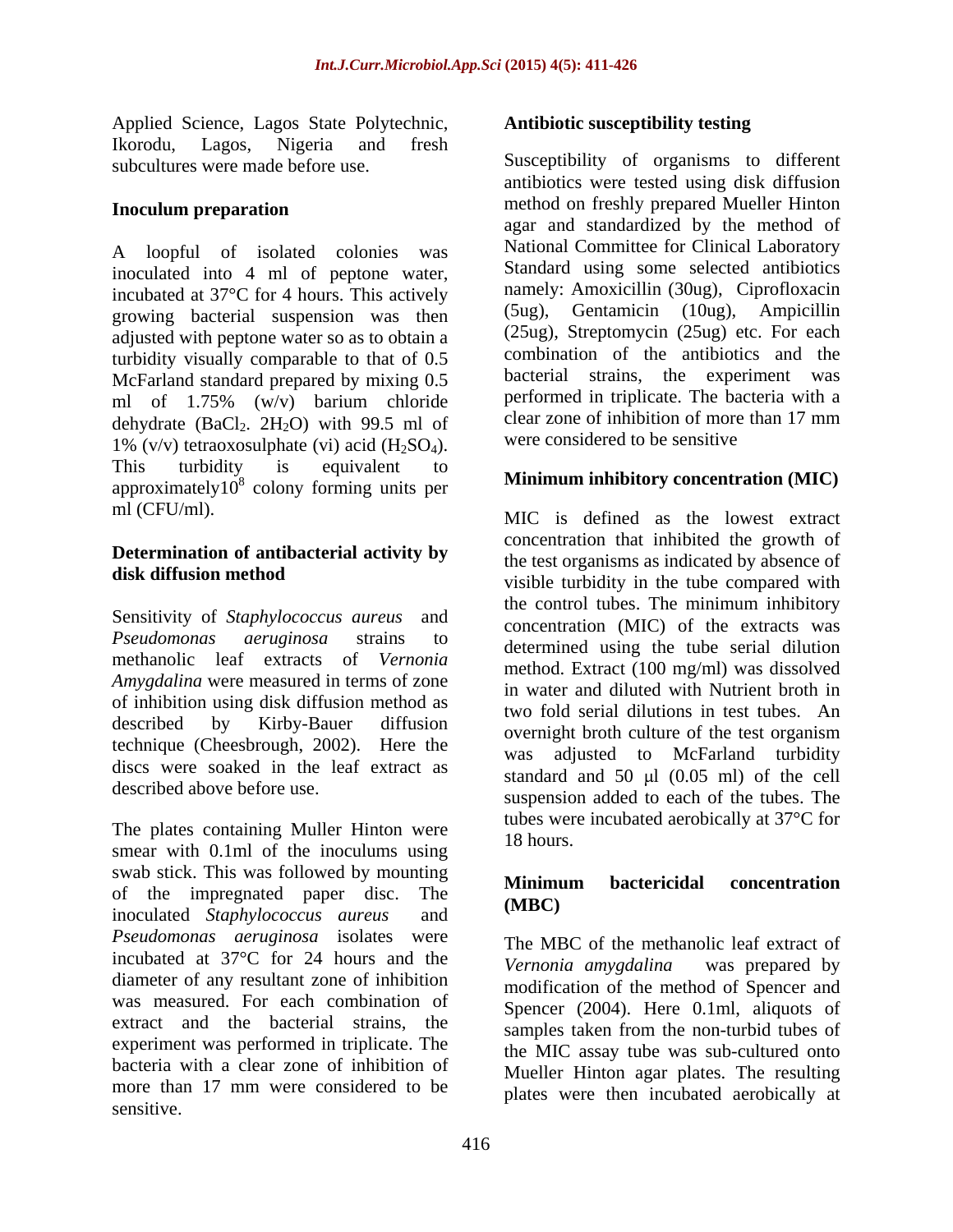Applied Science, Lagos State Polytechnic, Ikorodu, Lagos, Nigeria and fresh subcultures were made before use.

## Inoculum preparation

A loopful of isolated colonies was inoculated into 4 ml of peptone water, incubated at 37°C for 4 hours. This actively growing bacterial suspension was then adjusted with peptone water so as to obtain a turbidity visually comparable to that of 0.5 McFarland standard prepared by mixing 0.5 ml of 1.75% (w/v) barium chloride dehydrate ($BaCl_2 \cdot 2H_2O$) with 99.5 ml of 1% (v/v) tetraoxosulphate (vi) acid ($H_2SO_4$). This turbidity is equivalent to approximately$10^8$ colony forming units per ml (CFU/ml).

## Determination of antibacterial activity by disk diffusion method

Sensitivity of *Staphylococcus aureus* and *Pseudomonas aeruginosa* strains to methanolic leaf extracts of *Vernonia Amygdalina* were measured in terms of zone of inhibition using disk diffusion method as described by Kirby-Bauer diffusion technique (Cheesbrough, 2002). Here the discs were soaked in the leaf extract as described above before use.

The plates containing Muller Hinton were smear with 0.1ml of the inoculums using swab stick. This was followed by mounting of the impregnated paper disc. The inoculated *Staphylococcus aureus* and *Pseudomonas aeruginosa* isolates were incubated at 37°C for 24 hours and the diameter of any resultant zone of inhibition was measured. For each combination of extract and the bacterial strains, the experiment was performed in triplicate. The bacteria with a clear zone of inhibition of more than 17 mm were considered to be sensitive.

## Antibiotic susceptibility testing

Susceptibility of organisms to different antibiotics were tested using disk diffusion method on freshly prepared Mueller Hinton agar and standardized by the method of National Committee for Clinical Laboratory Standard using some selected antibiotics namely: Amoxicillin (30ug), Ciprofloxacin (5ug), Gentamicin (10ug), Ampicillin (25ug), Streptomycin (25ug) etc. For each combination of the antibiotics and the bacterial strains, the experiment was performed in triplicate. The bacteria with a clear zone of inhibition of more than 17 mm were considered to be sensitive

## Minimum inhibitory concentration (MIC)

MIC is defined as the lowest extract concentration that inhibited the growth of the test organisms as indicated by absence of visible turbidity in the tube compared with the control tubes. The minimum inhibitory concentration (MIC) of the extracts was determined using the tube serial dilution method. Extract (100 mg/ml) was dissolved in water and diluted with Nutrient broth in two fold serial dilutions in test tubes. An overnight broth culture of the test organism was adjusted to McFarland turbidity standard and 50 μl (0.05 ml) of the cell suspension added to each of the tubes. The tubes were incubated aerobically at 37°C for 18 hours.

## Minimum bactericidal concentration (MBC)

The MBC of the methanolic leaf extract of *Vernonia amygdalina* was prepared by modification of the method of Spencer and Spencer (2004). Here 0.1ml, aliquots of samples taken from the non-turbid tubes of the MIC assay tube was sub-cultured onto Mueller Hinton agar plates. The resulting plates were then incubated aerobically at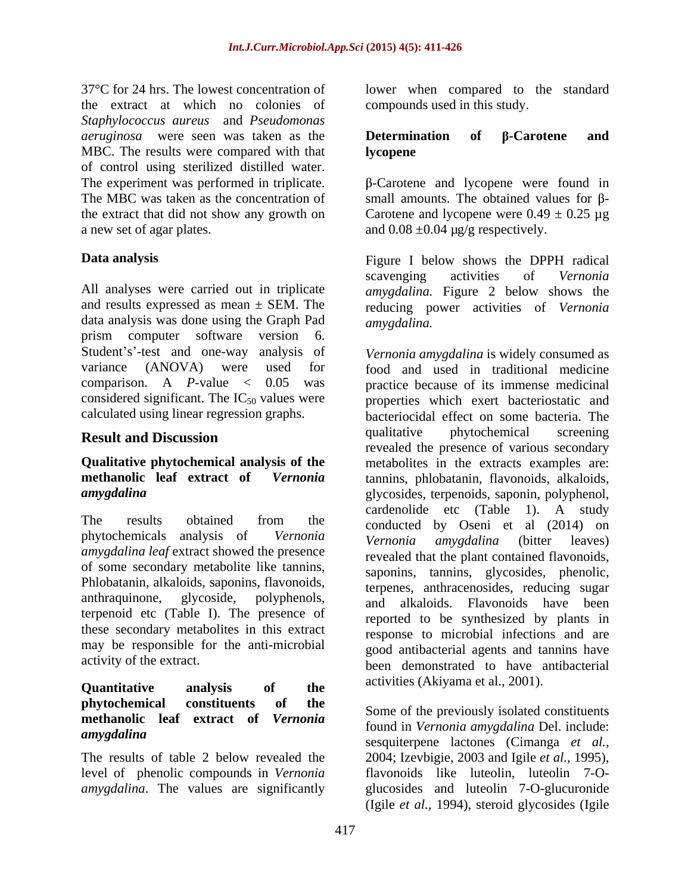37°C for 24 hrs. The lowest concentration of the extract at which no colonies of *Staphylococcus aureus* and *Pseudomonas aeruginosa* were seen was taken as the MBC. The results were compared with that of control using sterilized distilled water. The experiment was performed in triplicate. The MBC was taken as the concentration of the extract that did not show any growth on a new set of agar plates.

### Data analysis

All analyses were carried out in triplicate and results expressed as mean ± SEM. The data analysis was done using the Graph Pad prism computer software version 6. Student's'-test and one-way analysis of variance (ANOVA) were used for comparison. A *P*-value < 0.05 was considered significant. The $IC_{50}$ values were calculated using linear regression graphs.

## Result and Discussion

### Qualitative phytochemical analysis of the methanolic leaf extract of *Vernonia amygdalina*

The results obtained from the phytochemicals analysis of *Vernonia amygdalina leaf* extract showed the presence of some secondary metabolite like tannins, Phlobatanin, alkaloids, saponins, flavonoids, anthraquinone, glycoside, polyphenols, terpenoid etc (Table I). The presence of these secondary metabolites in this extract may be responsible for the anti-microbial activity of the extract.

### Quantitative analysis of the phytochemical constituents of the methanolic leaf extract of *Vernonia amygdalina*

The results of table 2 below revealed the level of phenolic compounds in *Vernonia amygdalina*. The values are significantly lower when compared to the standard compounds used in this study.

### Determination of β-Carotene and lycopene

β-Carotene and lycopene were found in small amounts. The obtained values for β-Carotene and lycopene were 0.49 ± 0.25 µg and 0.08 ±0.04 µg/g respectively.

Figure I below shows the DPPH radical scavenging activities of *Vernonia amygdalina.* Figure 2 below shows the reducing power activities of *Vernonia amygdalina.*

*Vernonia amygdalina* is widely consumed as food and used in traditional medicine practice because of its immense medicinal properties which exert bacteriostatic and bacteriocidal effect on some bacteria. The qualitative phytochemical screening revealed the presence of various secondary metabolites in the extracts examples are: tannins, phlobatanin, flavonoids, alkaloids, glycosides, terpenoids, saponin, polyphenol, cardenolide etc (Table 1). A study conducted by Oseni et al (2014) on *Vernonia amygdalina* (bitter leaves) revealed that the plant contained flavonoids, saponins, tannins, glycosides, phenolic, terpenes, anthracenosides, reducing sugar and alkaloids. Flavonoids have been reported to be synthesized by plants in response to microbial infections and are good antibacterial agents and tannins have been demonstrated to have antibacterial activities (Akiyama et al., 2001).

Some of the previously isolated constituents found in *Vernonia amygdalina* Del. include: sesquiterpene lactones (Cimanga *et al.,* 2004; Izevbigie, 2003 and Igile *et al.,* 1995), flavonoids like luteolin, luteolin 7-O-glucosides and luteolin 7-O-glucuronide (Igile *et al.,* 1994), steroid glycosides (Igile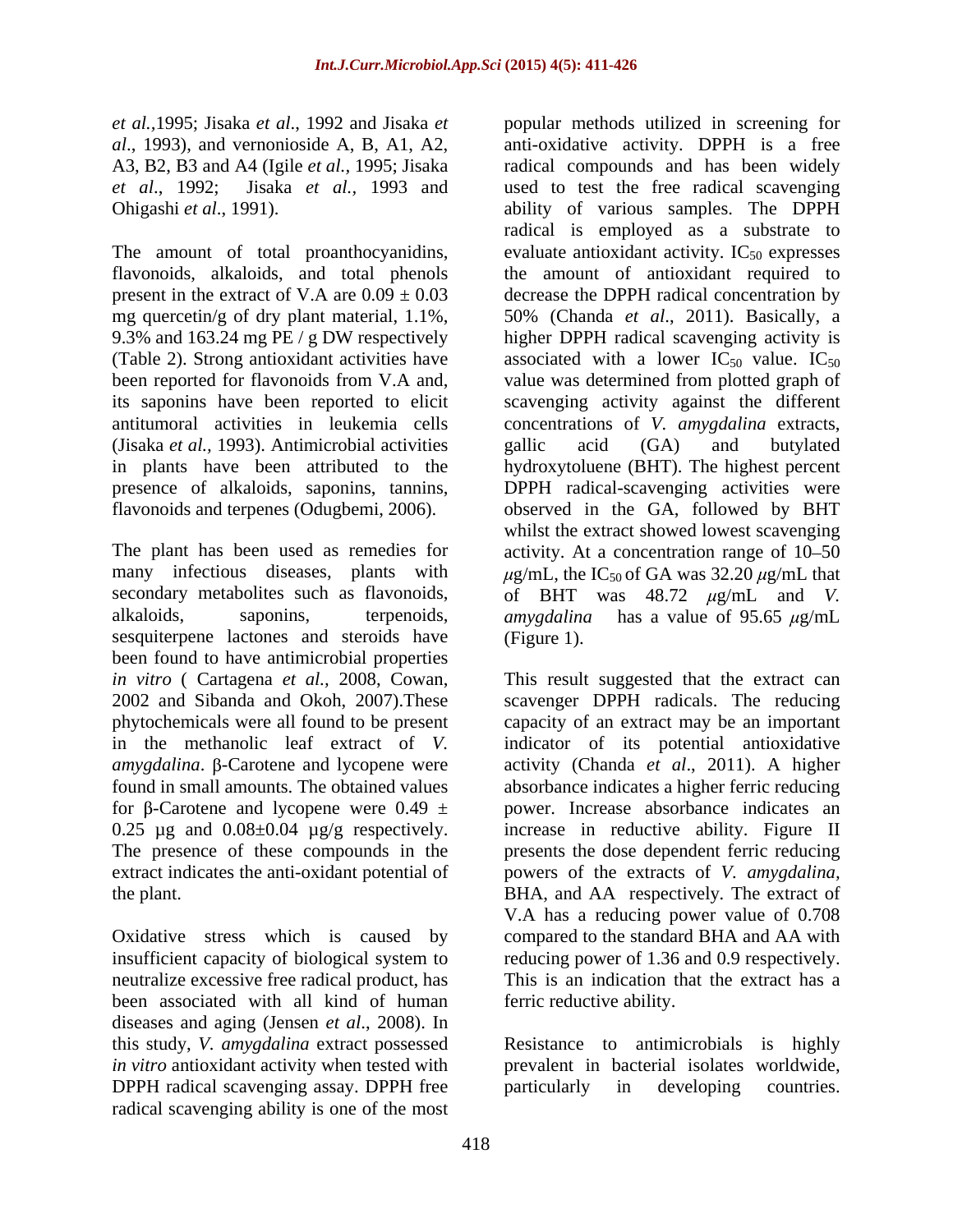*et al.,*1995; Jisaka *et al*., 1992 and Jisaka *et al*., 1993), and vernonioside A, B, A1, A2, A3, B2, B3 and A4 (Igile *et al.,* 1995; Jisaka *et al*., 1992; Jisaka *et al.,* 1993 and Ohigashi *et al*., 1991).

The amount of total proanthocyanidins, flavonoids, alkaloids, and total phenols present in the extract of V.A are 0.09 ± 0.03 mg quercetin/g of dry plant material, 1.1%, 9.3% and 163.24 mg PE / g DW respectively (Table 2). Strong antioxidant activities have been reported for flavonoids from V.A and, its saponins have been reported to elicit antitumoral activities in leukemia cells (Jisaka *et al.,* 1993). Antimicrobial activities in plants have been attributed to the presence of alkaloids, saponins, tannins, flavonoids and terpenes (Odugbemi, 2006).

The plant has been used as remedies for many infectious diseases, plants with secondary metabolites such as flavonoids, alkaloids, saponins, terpenoids, sesquiterpene lactones and steroids have been found to have antimicrobial properties *in vitro* ( Cartagena *et al.,* 2008, Cowan, 2002 and Sibanda and Okoh, 2007).These phytochemicals were all found to be present in the methanolic leaf extract of *V. amygdalina*. β-Carotene and lycopene were found in small amounts. The obtained values for β-Carotene and lycopene were 0.49 ± 0.25 µg and 0.08±0.04 µg/g respectively. The presence of these compounds in the extract indicates the anti-oxidant potential of the plant.

Oxidative stress which is caused by insufficient capacity of biological system to neutralize excessive free radical product, has been associated with all kind of human diseases and aging (Jensen *et al*., 2008). In this study, *V. amygdalina* extract possessed *in vitro* antioxidant activity when tested with DPPH radical scavenging assay. DPPH free radical scavenging ability is one of the most popular methods utilized in screening for anti-oxidative activity. DPPH is a free radical compounds and has been widely used to test the free radical scavenging ability of various samples. The DPPH radical is employed as a substrate to evaluate antioxidant activity. $IC_{50}$ expresses the amount of antioxidant required to decrease the DPPH radical concentration by 50% (Chanda *et al*., 2011). Basically, a higher DPPH radical scavenging activity is associated with a lower $IC_{50}$ value. $IC_{50}$ value was determined from plotted graph of scavenging activity against the different concentrations of *V. amygdalina* extracts, gallic acid (GA) and butylated hydroxytoluene (BHT). The highest percent DPPH radical-scavenging activities were observed in the GA, followed by BHT whilst the extract showed lowest scavenging activity. At a concentration range of 10–50 $\mu$g/mL, the $IC_{50}$ of GA was 32.20 $\mu$g/mL that of BHT was 48.72 $\mu$g/mL and *V. amygdalina* has a value of 95.65 $\mu$g/mL (Figure 1).

This result suggested that the extract can scavenger DPPH radicals. The reducing capacity of an extract may be an important indicator of its potential antioxidative activity (Chanda *et al*., 2011). A higher absorbance indicates a higher ferric reducing power. Increase absorbance indicates an increase in reductive ability. Figure II presents the dose dependent ferric reducing powers of the extracts of *V. amygdalina,* BHA, and AA respectively. The extract of V.A has a reducing power value of 0.708 compared to the standard BHA and AA with reducing power of 1.36 and 0.9 respectively. This is an indication that the extract has a ferric reductive ability.

Resistance to antimicrobials is highly prevalent in bacterial isolates worldwide, particularly in developing countries.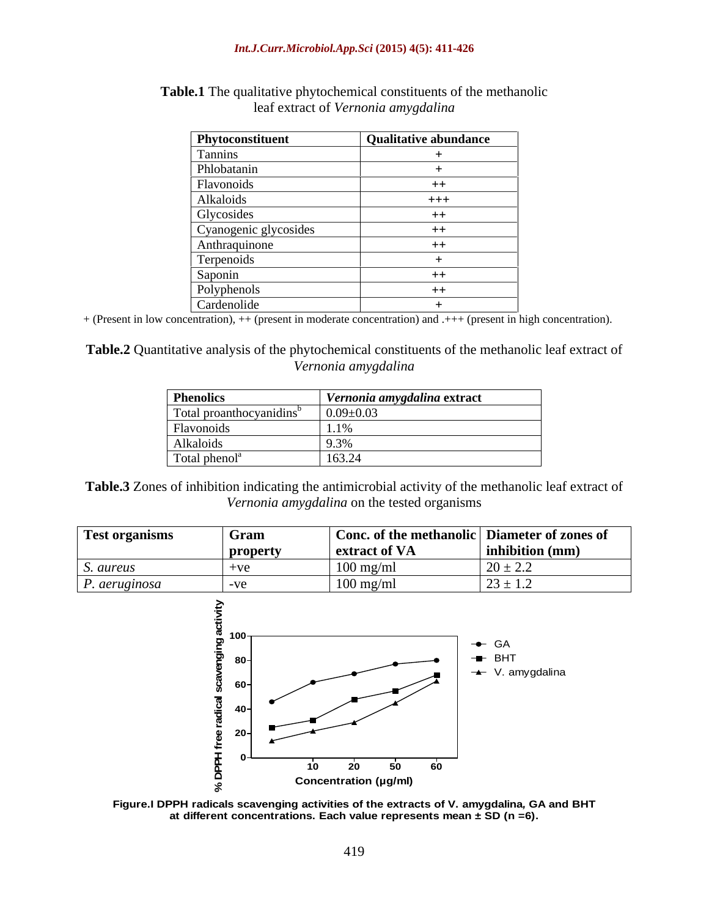**Table.1** The qualitative phytochemical constituents of the methanolic leaf extract of *Vernonia amygdalina*

| Phytoconstituent | Qualitative abundance |
|---|---|
| Tannins | + |
| Phlobatanin | + |
| Flavonoids | ++ |
| Alkaloids | +++ |
| Glycosides | ++ |
| Cyanogenic glycosides | ++ |
| Anthraquinone | ++ |
| Terpenoids | + |
| Saponin | ++ |
| Polyphenols | ++ |
| Cardenolide | + |

+ (Present in low concentration), ++ (present in moderate concentration) and .+++ (present in high concentration).

**Table.2** Quantitative analysis of the phytochemical constituents of the methanolic leaf extract of *Vernonia amygdalina*

| Phenolics | *Vernonia amygdalina* extract |
|---|---|
| Total proanthocyanidins[b] | 0.09±0.03 |
| Flavonoids | 1.1% |
| Alkaloids | 9.3% |
| Total phenol[a] | 163.24 |

**Table.3** Zones of inhibition indicating the antimicrobial activity of the methanolic leaf extract of *Vernonia amygdalina* on the tested organisms

| Test organisms | Gram property | Conc. of the methanolic extract of VA | Diameter of zones of inhibition (mm) |
|---|---|---|---|
| *S. aureus* | +ve | 100 mg/ml | 20 ± 2.2 |
| *P. aeruginosa* | -ve | 100 mg/ml | 23 ± 1.2 |

**Figure.I DPPH radicals scavenging activities of the extracts of V. amygdalina, GA and BHT at different concentrations. Each value represents mean ± SD (n =6).**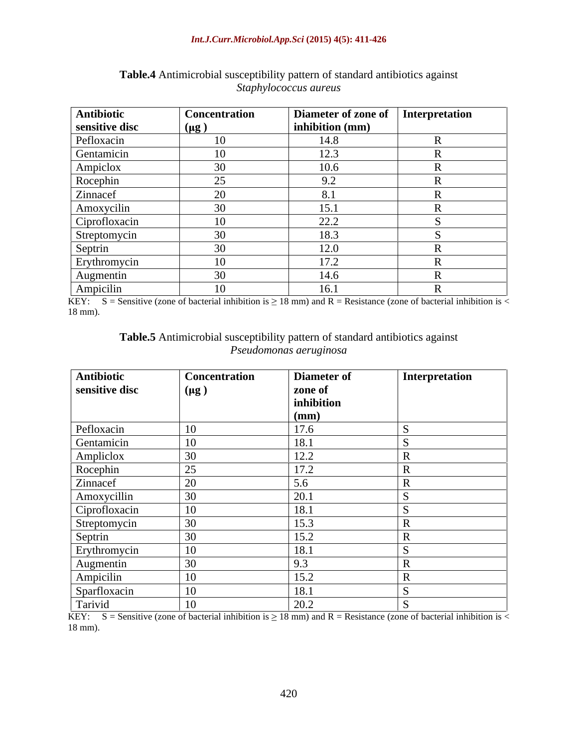**Table.4** Antimicrobial susceptibility pattern of standard antibiotics against *Staphylococcus aureus*

| Antibiotic sensitive disc | Concentration (μg ) | Diameter of zone of inhibition (mm) | Interpretation |
|---|---|---|---|
| Pefloxacin | 10 | 14.8 | R |
| Gentamicin | 10 | 12.3 | R |
| Ampiclox | 30 | 10.6 | R |
| Rocephin | 25 | 9.2 | R |
| Zinnacef | 20 | 8.1 | R |
| Amoxycilin | 30 | 15.1 | R |
| Ciprofloxacin | 10 | 22.2 | S |
| Streptomycin | 30 | 18.3 | S |
| Septrin | 30 | 12.0 | R |
| Erythromycin | 10 | 17.2 | R |
| Augmentin | 30 | 14.6 | R |
| Ampicilin | 10 | 16.1 | R |

KEY: S = Sensitive (zone of bacterial inhibition is ≥ 18 mm) and R = Resistance (zone of bacterial inhibition is < 18 mm).

**Table.5** Antimicrobial susceptibility pattern of standard antibiotics against *Pseudomonas aeruginosa*

| Antibiotic sensitive disc | Concentration (μg ) | Diameter of zone of inhibition (mm) | Interpretation |
|---|---|---|---|
| Pefloxacin | 10 | 17.6 | S |
| Gentamicin | 10 | 18.1 | S |
| Ampliclox | 30 | 12.2 | R |
| Rocephin | 25 | 17.2 | R |
| Zinnacef | 20 | 5.6 | R |
| Amoxycillin | 30 | 20.1 | S |
| Ciprofloxacin | 10 | 18.1 | S |
| Streptomycin | 30 | 15.3 | R |
| Septrin | 30 | 15.2 | R |
| Erythromycin | 10 | 18.1 | S |
| Augmentin | 30 | 9.3 | R |
| Ampicilin | 10 | 15.2 | R |
| Sparfloxacin | 10 | 18.1 | S |
| Tarivid | 10 | 20.2 | S |

KEY: S = Sensitive (zone of bacterial inhibition is ≥ 18 mm) and R = Resistance (zone of bacterial inhibition is < 18 mm).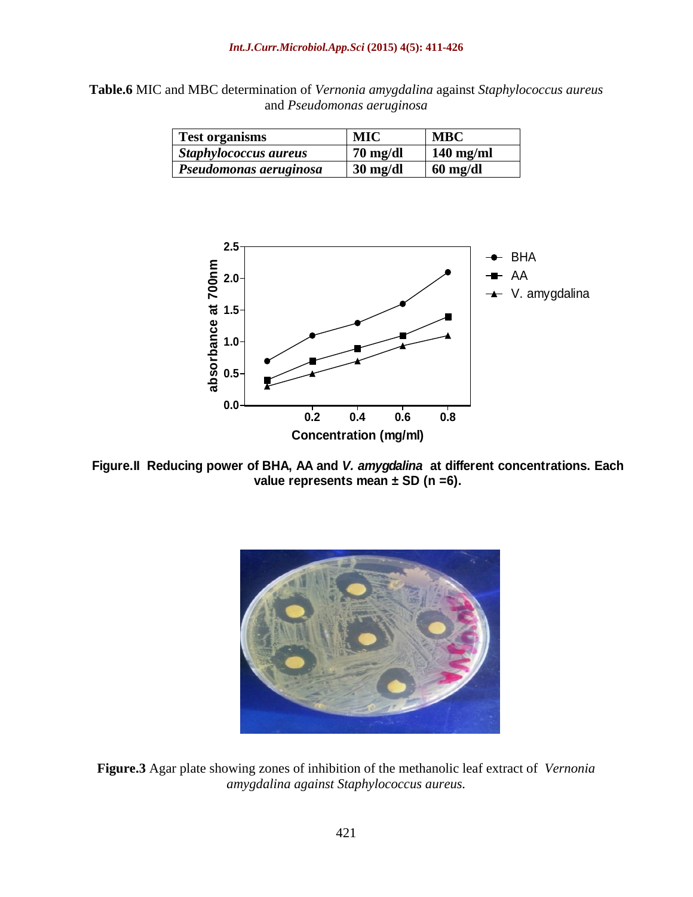**Table.6** MIC and MBC determination of *Vernonia amygdalina* against *Staphylococcus aureus* and *Pseudomonas aeruginosa*

| Test organisms | MIC | MBC |
|---|---|---|
| *Staphylococcus aureus* | 70 mg/dl | 140 mg/ml |
| *Pseudomonas aeruginosa* | 30 mg/dl | 60 mg/dl |

**Figure.II Reducing power of BHA, AA and *V. amygdalina* at different concentrations. Each value represents mean ± SD (n =6).**

**Figure.3** Agar plate showing zones of inhibition of the methanolic leaf extract of *Vernonia amygdalina against Staphylococcus aureus.*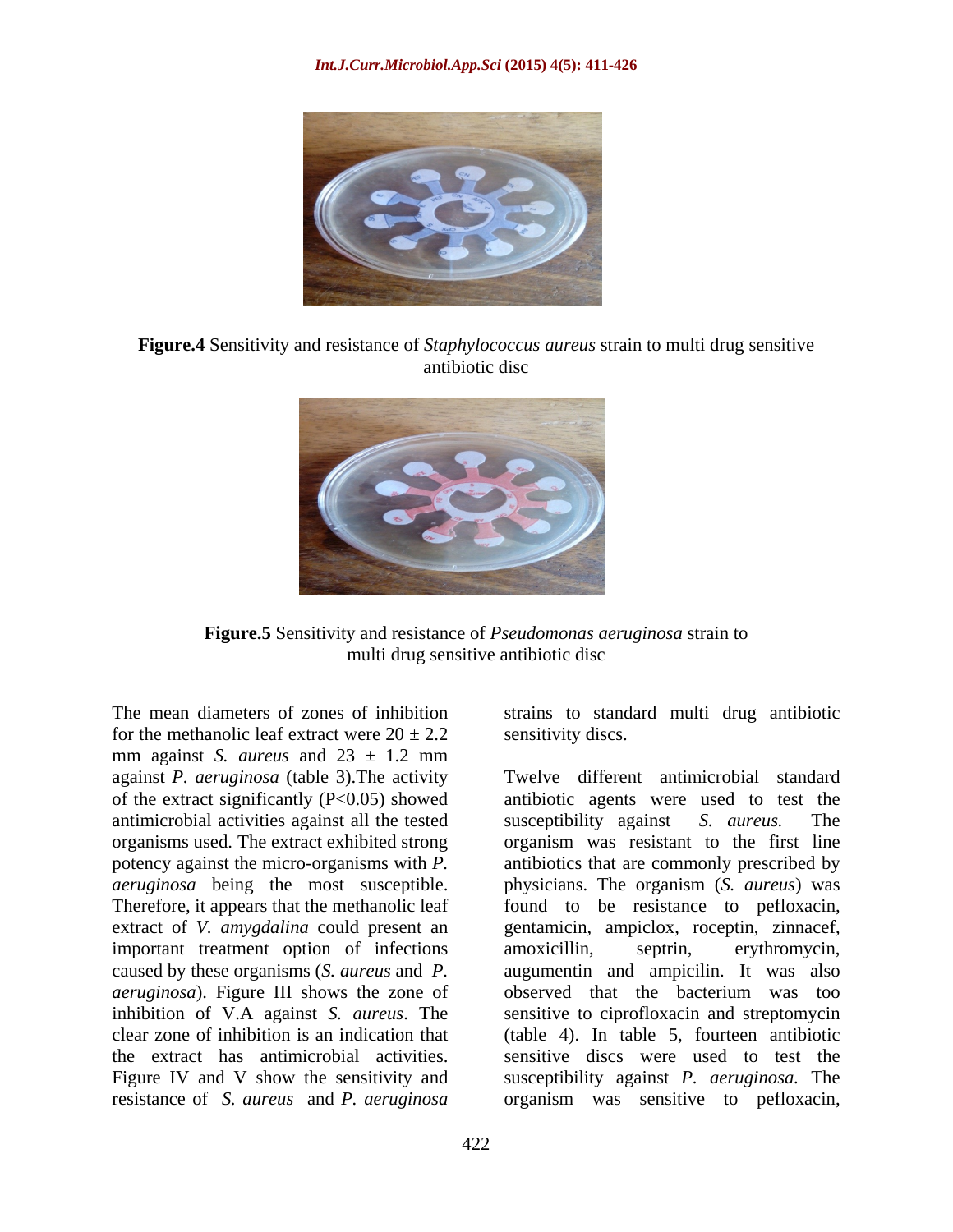**Figure.4** Sensitivity and resistance of *Staphylococcus aureus* strain to multi drug sensitive antibiotic disc

**Figure.5** Sensitivity and resistance of *Pseudomonas aeruginosa* strain to multi drug sensitive antibiotic disc

The mean diameters of zones of inhibition for the methanolic leaf extract were $20 \pm 2.2$ mm against *S. aureus* and $23 \pm 1.2$ mm against *P. aeruginosa* (table 3).The activity of the extract significantly ($P<0.05$) showed antimicrobial activities against all the tested organisms used. The extract exhibited strong potency against the micro-organisms with *P. aeruginosa* being the most susceptible. Therefore, it appears that the methanolic leaf extract of *V. amygdalina* could present an important treatment option of infections caused by these organisms (*S. aureus* and *P. aeruginosa*). Figure III shows the zone of inhibition of V.A against *S. aureus*. The clear zone of inhibition is an indication that the extract has antimicrobial activities. Figure IV and V show the sensitivity and resistance of *S. aureus* and *P. aeruginosa* strains to standard multi drug antibiotic sensitivity discs.

Twelve different antimicrobial standard antibiotic agents were used to test the susceptibility against *S. aureus.* The organism was resistant to the first line antibiotics that are commonly prescribed by physicians. The organism (*S. aureus*) was found to be resistance to pefloxacin, gentamicin, ampiclox, roceptin, zinnacef, amoxicillin, septrin, erythromycin, augumentin and ampicilin. It was also observed that the bacterium was too sensitive to ciprofloxacin and streptomycin (table 4). In table 5, fourteen antibiotic sensitive discs were used to test the susceptibility against *P. aeruginosa.* The organism was sensitive to pefloxacin,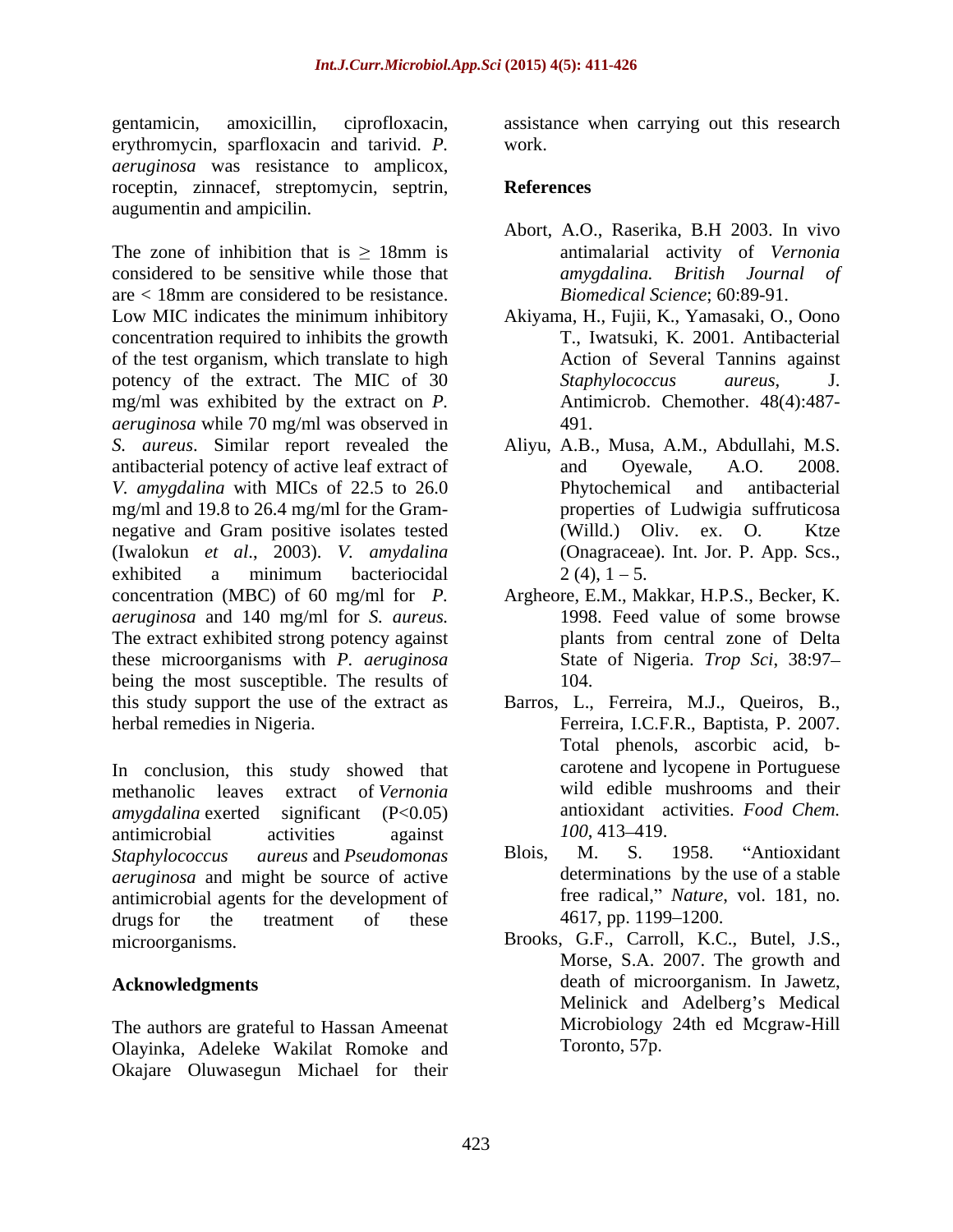gentamicin, amoxicillin, ciprofloxacin, erythromycin, sparfloxacin and tarivid. *P. aeruginosa* was resistance to amplicox, roceptin, zinnacef, streptomycin, septrin, augumentin and ampicilin.

The zone of inhibition that is ≥ 18mm is considered to be sensitive while those that are < 18mm are considered to be resistance. Low MIC indicates the minimum inhibitory concentration required to inhibits the growth of the test organism, which translate to high potency of the extract. The MIC of 30 mg/ml was exhibited by the extract on *P. aeruginosa* while 70 mg/ml was observed in *S. aureus*. Similar report revealed the antibacterial potency of active leaf extract of *V. amygdalina* with MICs of 22.5 to 26.0 mg/ml and 19.8 to 26.4 mg/ml for the Gram-negative and Gram positive isolates tested (Iwalokun *et al*., 2003). *V. amydalina* exhibited a minimum bacteriocidal concentration (MBC) of 60 mg/ml for *P. aeruginosa* and 140 mg/ml for *S. aureus.* The extract exhibited strong potency against these microorganisms with *P. aeruginosa* being the most susceptible. The results of this study support the use of the extract as herbal remedies in Nigeria.

In conclusion, this study showed that methanolic leaves extract of *Vernonia amygdalina* exerted significant ($P<0.05$) antimicrobial activities against *Staphylococcus aureus* and *Pseudomonas aeruginosa* and might be source of active antimicrobial agents for the development of drugs for the treatment of these microorganisms.

## Acknowledgments

The authors are grateful to Hassan Ameenat Olayinka, Adeleke Wakilat Romoke and Okajare Oluwasegun Michael for their assistance when carrying out this research work.

## References

Abort, A.O., Raserika, B.H 2003. In vivo antimalarial activity of *Vernonia amygdalina. British Journal of Biomedical Science*; 60:89-91.

Akiyama, H., Fujii, K., Yamasaki, O., Oono T., Iwatsuki, K. 2001. Antibacterial Action of Several Tannins against *Staphylococcus aureus*, J. Antimicrob. Chemother. 48(4):487-491.

Aliyu, A.B., Musa, A.M., Abdullahi, M.S. and Oyewale, A.O. 2008. Phytochemical and antibacterial properties of Ludwigia suffruticosa (Willd.) Oliv. ex. O. Ktze (Onagraceae). Int. Jor. P. App. Scs., 2 (4), 1 – 5.

Argheore, E.M., Makkar, H.P.S., Becker, K. 1998. Feed value of some browse plants from central zone of Delta State of Nigeria. *Trop Sci*, 38:97–104.

Barros, L., Ferreira, M.J., Queiros, B., Ferreira, I.C.F.R., Baptista, P. 2007. Total phenols, ascorbic acid, b-carotene and lycopene in Portuguese wild edible mushrooms and their antioxidant activities. *Food Chem. 100*, 413–419.

Blois, M. S. 1958. "Antioxidant determinations by the use of a stable free radical," *Nature*, vol. 181, no. 4617, pp. 1199–1200.

Brooks, G.F., Carroll, K.C., Butel, J.S., Morse, S.A. 2007. The growth and death of microorganism. In Jawetz, Melinick and Adelberg's Medical Microbiology 24th ed Mcgraw-Hill Toronto, 57p.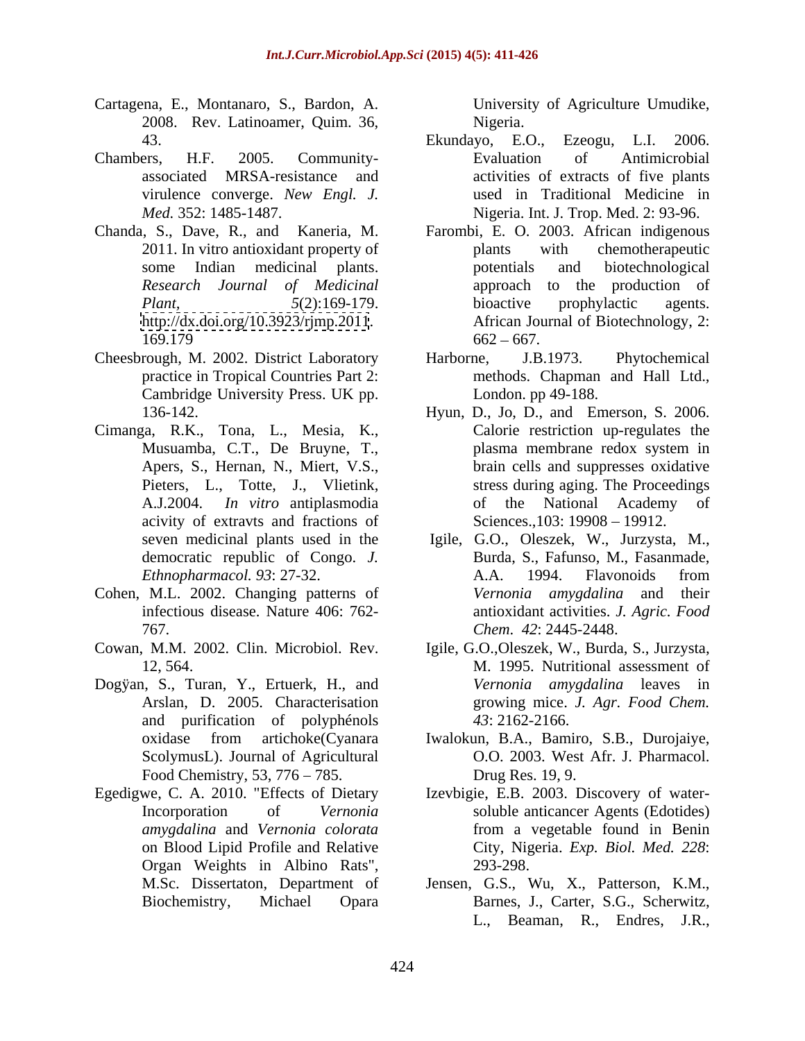Cartagena, E., Montanaro, S., Bardon, A. 2008. Rev. Latinoamer, Quim. 36, 43.

Chambers, H.F. 2005. Community-associated MRSA-resistance and virulence converge. *New Engl. J. Med.* 352: 1485-1487.

Chanda, S., Dave, R., and Kaneria, M. 2011. In vitro antioxidant property of some Indian medicinal plants. *Research Journal of Medicinal Plant*, *5*(2):169-179. http://dx.doi.org/10.3923/rjmp.2011. 169.179

Cheesbrough, M. 2002. District Laboratory practice in Tropical Countries Part 2: Cambridge University Press. UK pp. 136-142.

Cimanga, R.K., Tona, L., Mesia, K., Musuamba, C.T., De Bruyne, T., Apers, S., Hernan, N., Miert, V.S., Pieters, L., Totte, J., Vlietink, A.J.2004. *In vitro* antiplasmodia acivity of extravts and fractions of seven medicinal plants used in the democratic republic of Congo. *J. Ethnopharmacol. 93*: 27-32.

Cohen, M.L. 2002. Changing patterns of infectious disease. Nature 406: 762-767.

Cowan, M.M. 2002. Clin. Microbiol. Rev. 12, 564.

Dogÿan, S., Turan, Y., Ertuerk, H., and Arslan, D. 2005. Characterisation and purification of polyphénols oxidase from artichoke(Cyanara ScolymusL). Journal of Agricultural Food Chemistry, 53, 776 – 785.

Egedigwe, C. A. 2010. "Effects of Dietary Incorporation of *Vernonia amygdalina* and *Vernonia colorata* on Blood Lipid Profile and Relative Organ Weights in Albino Rats", M.Sc. Dissertaton, Department of Biochemistry, Michael Opara University of Agriculture Umudike, Nigeria.

Ekundayo, E.O., Ezeogu, L.I. 2006. Evaluation of Antimicrobial activities of extracts of five plants used in Traditional Medicine in Nigeria. Int. J. Trop. Med. 2: 93-96.

Farombi, E. O. 2003. African indigenous plants with chemotherapeutic potentials and biotechnological approach to the production of bioactive prophylactic agents. African Journal of Biotechnology, 2: 662 – 667.

Harborne, J.B.1973. Phytochemical methods. Chapman and Hall Ltd., London. pp 49-188.

Hyun, D., Jo, D., and Emerson, S. 2006. Calorie restriction up-regulates the plasma membrane redox system in brain cells and suppresses oxidative stress during aging. The Proceedings of the National Academy of Sciences.,103: 19908 – 19912.

Igile, G.O., Oleszek, W., Jurzysta, M., Burda, S., Fafunso, M., Fasanmade, A.A. 1994. Flavonoids from *Vernonia amygdalina* and their antioxidant activities. *J. Agric. Food Chem. 42*: 2445-2448.

Igile, G.O.,Oleszek, W., Burda, S., Jurzysta, M. 1995. Nutritional assessment of *Vernonia amygdalina* leaves in growing mice. *J. Agr. Food Chem. 43*: 2162-2166.

Iwalokun, B.A., Bamiro, S.B., Durojaiye, O.O. 2003. West Afr. J. Pharmacol. Drug Res. 19, 9.

Izevbigie, E.B. 2003. Discovery of water-soluble anticancer Agents (Edotides) from a vegetable found in Benin City, Nigeria. *Exp. Biol. Med. 228*: 293-298.

Jensen, G.S., Wu, X., Patterson, K.M., Barnes, J., Carter, S.G., Scherwitz, L., Beaman, R., Endres, J.R.,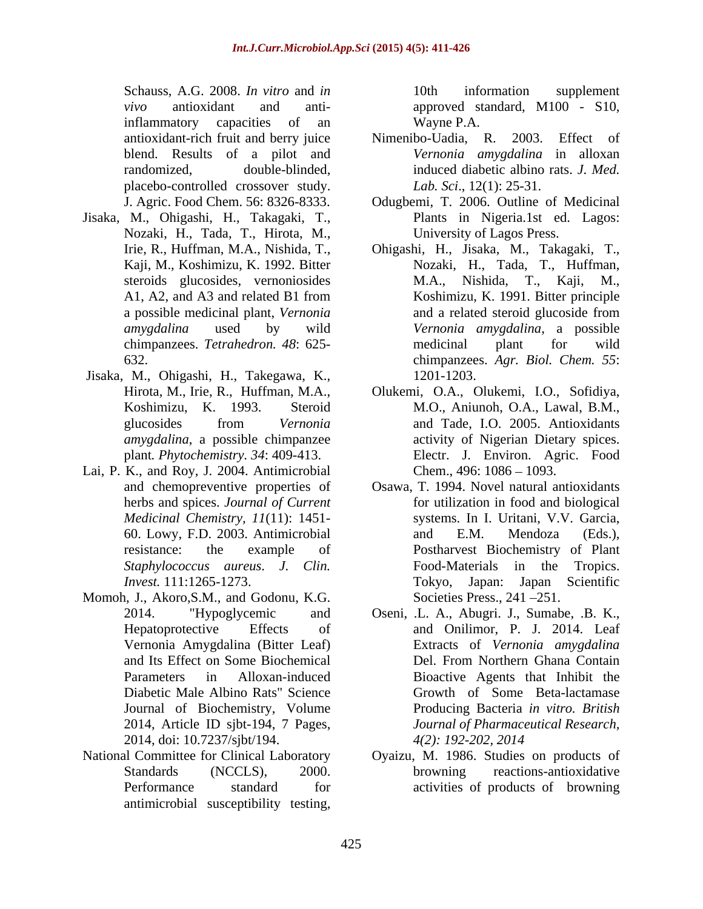Schauss, A.G. 2008. *In vitro* and *in vivo* antioxidant and anti-inflammatory capacities of an antioxidant-rich fruit and berry juice blend. Results of a pilot and randomized, double-blinded, placebo-controlled crossover study. J. Agric. Food Chem. 56: 8326-8333.

Jisaka, M., Ohigashi, H., Takagaki, T., Nozaki, H., Tada, T., Hirota, M., Irie, R., Huffman, M.A., Nishida, T., Kaji, M., Koshimizu, K. 1992. Bitter steroids glucosides, vernoniosides A1, A2, and A3 and related B1 from a possible medicinal plant, *Vernonia amygdalina* used by wild chimpanzees. *Tetrahedron. 48*: 625-632.

Jisaka, M., Ohigashi, H., Takegawa, K., Hirota, M., Irie, R., Huffman, M.A., Koshimizu, K. 1993. Steroid glucosides from *Vernonia amygdalina*, a possible chimpanzee plant*. Phytochemistry*. *34*: 409-413.

Lai, P. K., and Roy, J. 2004. Antimicrobial and chemopreventive properties of herbs and spices. *Journal of Current Medicinal Chemistry*, *11*(11): 1451-60. Lowy, F.D. 2003. Antimicrobial resistance: the example of *Staphylococcus aureus*. *J. Clin. Invest.* 111:1265-1273.

Momoh, J., Akoro,S.M., and Godonu, K.G. 2014. "Hypoglycemic and Hepatoprotective Effects of Vernonia Amygdalina (Bitter Leaf) and Its Effect on Some Biochemical Parameters in Alloxan-induced Diabetic Male Albino Rats" Science Journal of Biochemistry, Volume 2014, Article ID sjbt-194, 7 Pages, 2014, doi: 10.7237/sjbt/194.

National Committee for Clinical Laboratory Standards (NCCLS), 2000. Performance standard for antimicrobial susceptibility testing, 10th information supplement approved standard, M100 - S10, Wayne P.A.

Nimenibo-Uadia, R. 2003. Effect of *Vernonia amygdalina* in alloxan induced diabetic albino rats. *J. Med. Lab. Sci*., 12(1): 25-31.

Odugbemi, T. 2006. Outline of Medicinal Plants in Nigeria.1st ed. Lagos: University of Lagos Press.

Ohigashi, H., Jisaka, M., Takagaki, T., Nozaki, H., Tada, T., Huffman, M.A., Nishida, T., Kaji, M., Koshimizu, K. 1991. Bitter principle and a related steroid glucoside from *Vernonia amygdalina*, a possible medicinal plant for wild chimpanzees. *Agr. Biol. Chem. 55*: 1201-1203.

Olukemi, O.A., Olukemi, I.O., Sofidiya, M.O., Aniunoh, O.A., Lawal, B.M., and Tade, I.O. 2005. Antioxidants activity of Nigerian Dietary spices. Electr. J. Environ. Agric. Food Chem., 496: 1086 – 1093.

Osawa, T. 1994. Novel natural antioxidants for utilization in food and biological systems. In I. Uritani, V.V. Garcia, and E.M. Mendoza (Eds.), Postharvest Biochemistry of Plant Food-Materials in the Tropics. Tokyo, Japan: Japan Scientific Societies Press., 241 –251.

Oseni, .L. A., Abugri. J., Sumabe, .B. K., and Onilimor, P. J. 2014. Leaf Extracts of *Vernonia amygdalina* Del. From Northern Ghana Contain Bioactive Agents that Inhibit the Growth of Some Beta-lactamase Producing Bacteria *in vitro. British Journal of Pharmaceutical Research, 4(2): 192-202, 2014*

Oyaizu, M. 1986. Studies on products of browning reactions-antioxidative activities of products of browning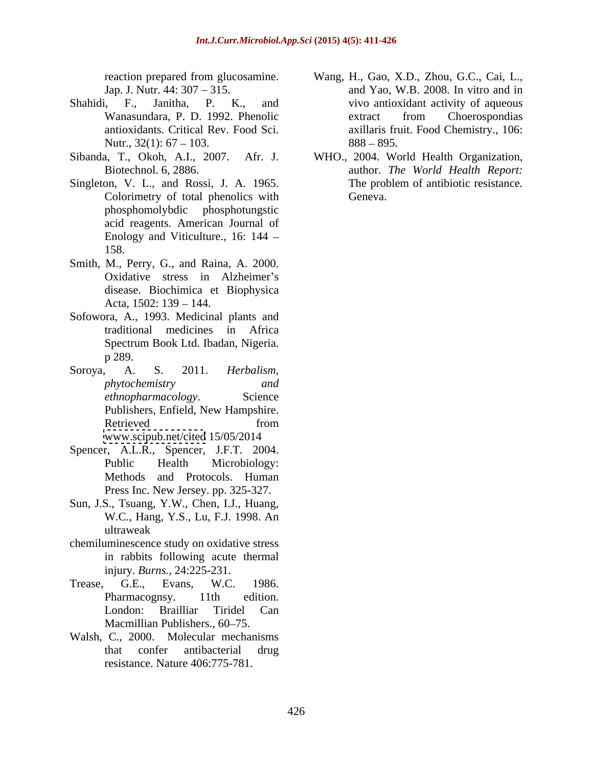reaction prepared from glucosamine. Jap. J. Nutr. 44: 307 – 315.

Shahidi, F., Janitha, P. K., and Wanasundara, P. D. 1992. Phenolic antioxidants. Critical Rev. Food Sci. Nutr., 32(1): 67 – 103.

Sibanda, T., Okoh, A.I., 2007. Afr. J. Biotechnol. 6, 2886.

Singleton, V. L., and Rossi, J. A. 1965. Colorimetry of total phenolics with phosphomolybdic phosphotungstic acid reagents. American Journal of Enology and Viticulture., 16: 144 – 158.

Smith, M., Perry, G., and Raina, A. 2000. Oxidative stress in Alzheimer's disease. Biochimica et Biophysica Acta, 1502: 139 – 144.

Sofowora, A., 1993. Medicinal plants and traditional medicines in Africa Spectrum Book Ltd. Ibadan, Nigeria. p 289.

Soroya, A. S. 2011. *Herbalism, phytochemistry and ethnopharmacology*. Science Publishers, Enfield, New Hampshire. Retrieved from www.scipub.net/cited 15/05/2014

Spencer, A.L.R., Spencer, J.F.T. 2004. Public Health Microbiology: Methods and Protocols. Human Press Inc. New Jersey. pp. 325-327.

Sun, J.S., Tsuang, Y.W., Chen, I.J., Huang, W.C., Hang, Y.S., Lu, F.J. 1998. An ultraweak chemiluminescence study on oxidative stress in rabbits following acute thermal injury. *Burns.*, 24:225-231.

Trease, G.E., Evans, W.C. 1986. Pharmacognsy. 11th edition. London: Brailliar Tiridel Can Macmillian Publishers., 60–75.

Walsh, C., 2000. Molecular mechanisms that confer antibacterial drug resistance. Nature 406:775-781.

Wang, H., Gao, X.D., Zhou, G.C., Cai, L., and Yao, W.B. 2008. In vitro and in vivo antioxidant activity of aqueous extract from Choerospondias axillaris fruit. Food Chemistry., 106: 888 – 895.

WHO., 2004. World Health Organization, author. *The World Health Report:* The problem of antibiotic resistance*.* Geneva.